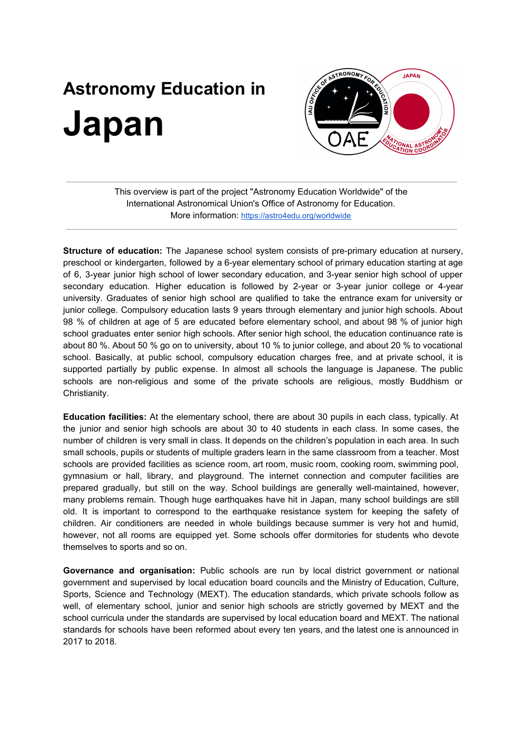# Astronomy Education in Japan

This overview is part of the project "Astronomy Education Worldwide" of the International Astronomical Union's Office of Astronomy for Education. More information: https://astro4edu.org/worldwide

**Structure of education:** The Japanese school system consists of pre-primary education at nursery, preschool or kindergarten, followed by a 6-year elementary school of primary education starting at age of 6, 3-year junior high school of lower secondary education, and 3-year senior high school of upper secondary education. Higher education is followed by 2-year or 3-year junior college or 4-year university. Graduates of senior high school are qualified to take the entrance exam for university or junior college. Compulsory education lasts 9 years through elementary and junior high schools. About 98 % of children at age of 5 are educated before elementary school, and about 98 % of junior high school graduates enter senior high schools. After senior high school, the education continuance rate is about 80 %. About 50 % go on to university, about 10 % to junior college, and about 20 % to vocational school. Basically, at public school, compulsory education charges free, and at private school, it is supported partially by public expense. In almost all schools the language is Japanese. The public schools are non-religious and some of the private schools are religious, mostly Buddhism or Christianity.

**Education facilities:** At the elementary school, there are about 30 pupils in each class, typically. At the junior and senior high schools are about 30 to 40 students in each class. In some cases, the number of children is very small in class. It depends on the children's population in each area. In such small schools, pupils or students of multiple graders learn in the same classroom from a teacher. Most schools are provided facilities as science room, art room, music room, cooking room, swimming pool, gymnasium or hall, library, and playground. The internet connection and computer facilities are prepared gradually, but still on the way. School buildings are generally well-maintained, however, many problems remain. Though huge earthquakes have hit in Japan, many school buildings are still old. It is important to correspond to the earthquake resistance system for keeping the safety of children. Air conditioners are needed in whole buildings because summer is very hot and humid, however, not all rooms are equipped yet. Some schools offer dormitories for students who devote themselves to sports and so on.

**Governance and organisation:** Public schools are run by local district government or national government and supervised by local education board councils and the Ministry of Education, Culture, Sports, Science and Technology (MEXT). The education standards, which private schools follow as well, of elementary school, junior and senior high schools are strictly governed by MEXT and the school curricula under the standards are supervised by local education board and MEXT. The national standards for schools have been reformed about every ten years, and the latest one is announced in 2017 to 2018.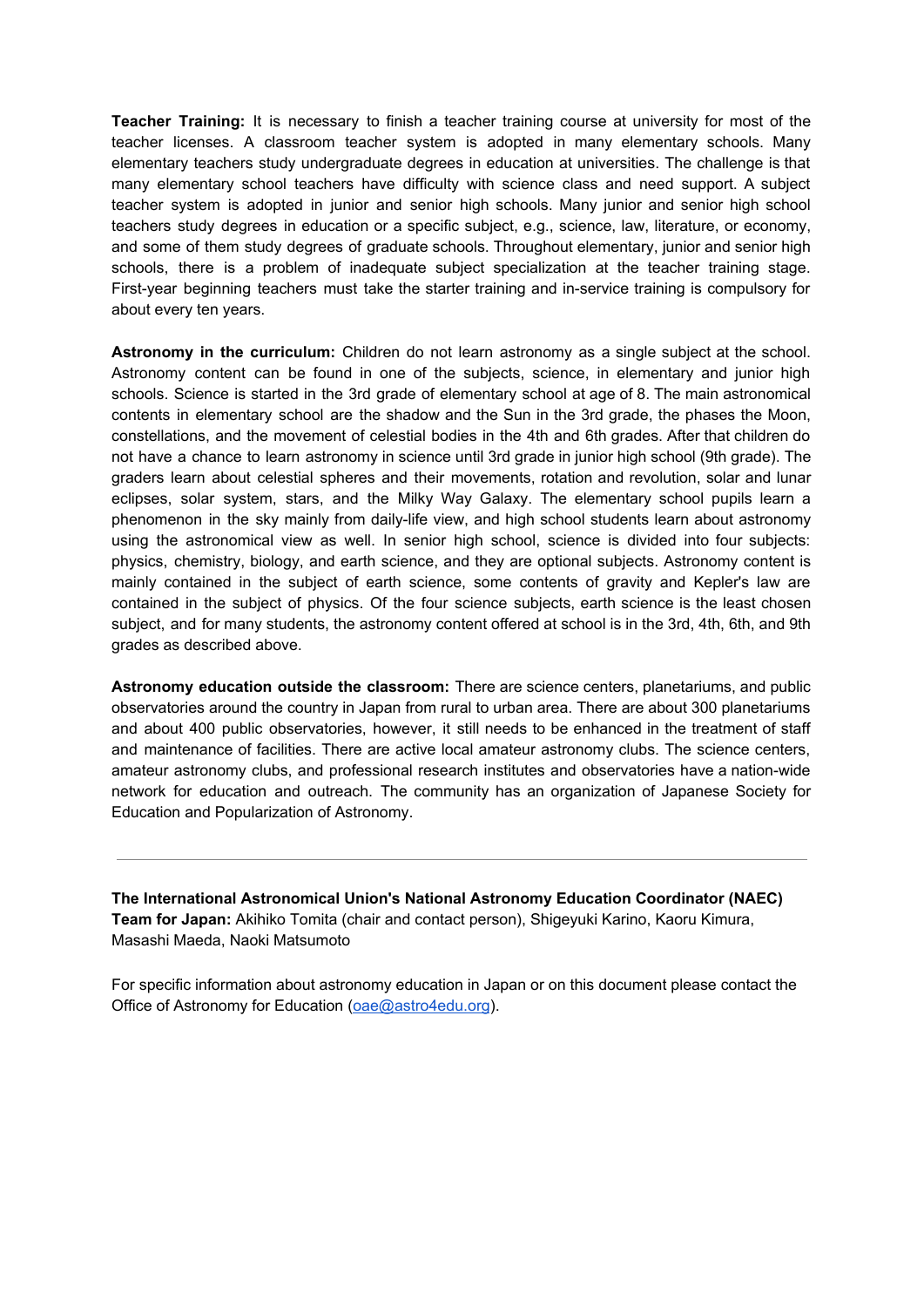**Teacher Training:** It is necessary to finish a teacher training course at university for most of the teacher licenses. A classroom teacher system is adopted in many elementary schools. Many elementary teachers study undergraduate degrees in education at universities. The challenge is that many elementary school teachers have difficulty with science class and need support. A subject teacher system is adopted in junior and senior high schools. Many junior and senior high school teachers study degrees in education or a specific subject, e.g., science, law, literature, or economy, and some of them study degrees of graduate schools. Throughout elementary, junior and senior high schools, there is a problem of inadequate subject specialization at the teacher training stage. First-year beginning teachers must take the starter training and in-service training is compulsory for about every ten years.

**Astronomy in the curriculum:** Children do not learn astronomy as a single subject at the school. Astronomy content can be found in one of the subjects, science, in elementary and junior high schools. Science is started in the 3rd grade of elementary school at age of 8. The main astronomical contents in elementary school are the shadow and the Sun in the 3rd grade, the phases the Moon, constellations, and the movement of celestial bodies in the 4th and 6th grades. After that children do not have a chance to learn astronomy in science until 3rd grade in junior high school (9th grade). The graders learn about celestial spheres and their movements, rotation and revolution, solar and lunar eclipses, solar system, stars, and the Milky Way Galaxy. The elementary school pupils learn a phenomenon in the sky mainly from daily-life view, and high school students learn about astronomy using the astronomical view as well. In senior high school, science is divided into four subjects: physics, chemistry, biology, and earth science, and they are optional subjects. Astronomy content is mainly contained in the subject of earth science, some contents of gravity and Kepler's law are contained in the subject of physics. Of the four science subjects, earth science is the least chosen subject, and for many students, the astronomy content offered at school is in the 3rd, 4th, 6th, and 9th grades as described above.

**Astronomy education outside the classroom:** There are science centers, planetariums, and public observatories around the country in Japan from rural to urban area. There are about 300 planetariums and about 400 public observatories, however, it still needs to be enhanced in the treatment of staff and maintenance of facilities. There are active local amateur astronomy clubs. The science centers, amateur astronomy clubs, and professional research institutes and observatories have a nation-wide network for education and outreach. The community has an organization of Japanese Society for Education and Popularization of Astronomy.

---

**The International Astronomical Union's National Astronomy Education Coordinator (NAEC) Team for Japan:** Akihiko Tomita (chair and contact person), Shigeyuki Karino, Kaoru Kimura, Masashi Maeda, Naoki Matsumoto

For specific information about astronomy education in Japan or on this document please contact the Office of Astronomy for Education (oae@astro4edu.org).